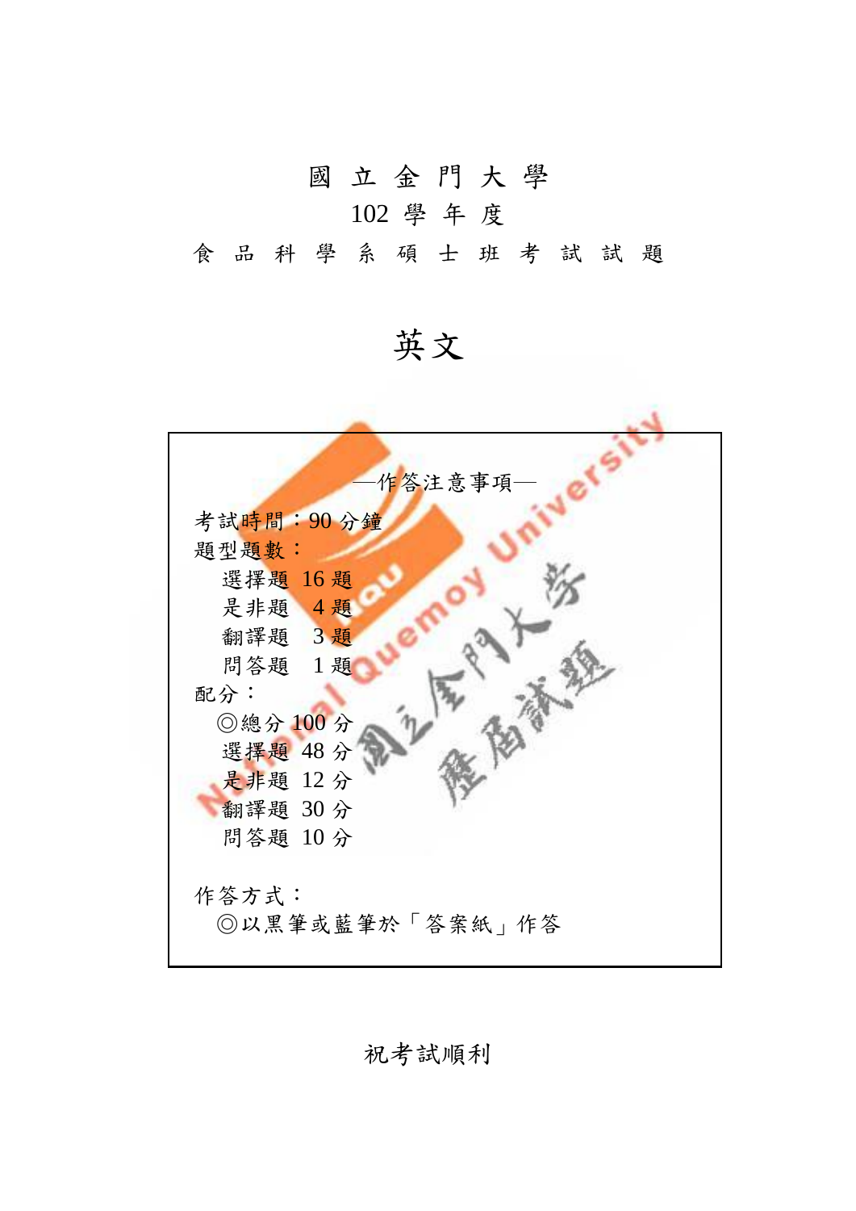# 國 立 金 門 大 學

## 102 學 年 度

### 食 品 科 學 系 碩 士 班 考 試 試 題

# 英文

—作答注意事項—

考試時間：90 分鐘

題型題數：

- 選擇題 16 題
- 是非題 4 題
- 翻譯題 3 題
- 問答題 1 題

配分：

- ◎總分 100 分
- 選擇題 48 分
- 是非題 12 分
- 翻譯題 30 分
- 問答題 10 分

作答方式：

◎以黑筆或藍筆於「答案紙」作答

祝考試順利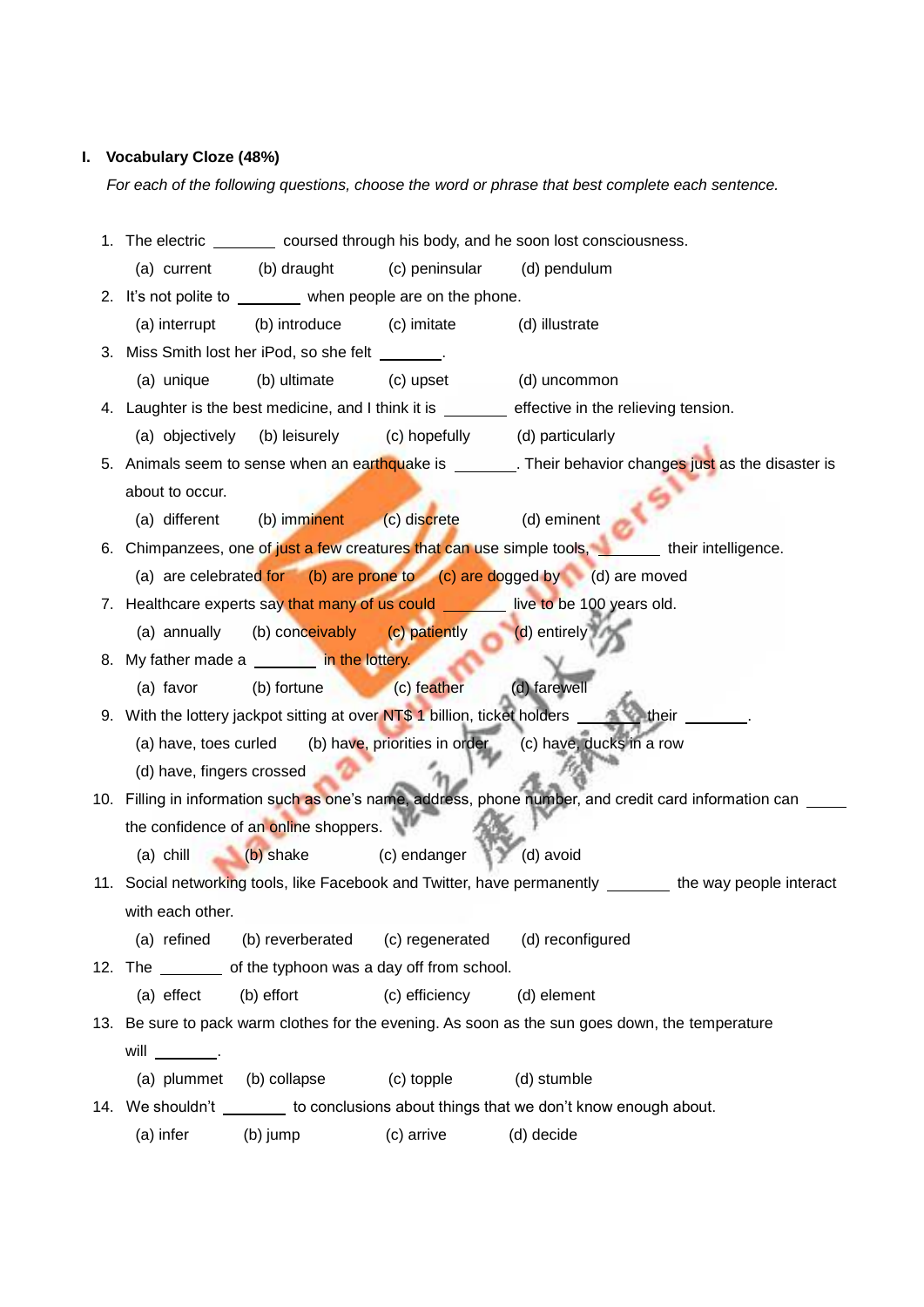## I. Vocabulary Cloze (48%)

*For each of the following questions, choose the word or phrase that best complete each sentence.*

1. The electric ________ coursed through his body, and he soon lost consciousness.

   (a) current (b) draught (c) peninsular (d) pendulum

2. It's not polite to ________ when people are on the phone.

   (a) interrupt (b) introduce (c) imitate (d) illustrate

3. Miss Smith lost her iPod, so she felt ________.

   (a) unique (b) ultimate (c) upset (d) uncommon

4. Laughter is the best medicine, and I think it is ________ effective in the relieving tension.

   (a) objectively (b) leisurely (c) hopefully (d) particularly

5. Animals seem to sense when an earthquake is ________. Their behavior changes just as the disaster is about to occur.

   (a) different (b) imminent (c) discrete (d) eminent

6. Chimpanzees, one of just a few creatures that can use simple tools, ________ their intelligence.

   (a) are celebrated for (b) are prone to (c) are dogged by (d) are moved

7. Healthcare experts say that many of us could ________ live to be 100 years old.

   (a) annually (b) conceivably (c) patiently (d) entirely

8. My father made a ________ in the lottery.

   (a) favor (b) fortune (c) feather (d) farewell

9. With the lottery jackpot sitting at over NT$ 1 billion, ticket holders ________ their ________.

   (a) have, toes curled (b) have, priorities in order (c) have, ducks in a row

   (d) have, fingers crossed

10. Filling in information such as one's name, address, phone number, and credit card information can ________ the confidence of an online shoppers.

    (a) chill (b) shake (c) endanger (d) avoid

11. Social networking tools, like Facebook and Twitter, have permanently ________ the way people interact with each other.

    (a) refined (b) reverberated (c) regenerated (d) reconfigured

12. The ________ of the typhoon was a day off from school.

    (a) effect (b) effort (c) efficiency (d) element

13. Be sure to pack warm clothes for the evening. As soon as the sun goes down, the temperature will ________.

    (a) plummet (b) collapse (c) topple (d) stumble

14. We shouldn't ________ to conclusions about things that we don't know enough about.

    (a) infer (b) jump (c) arrive (d) decide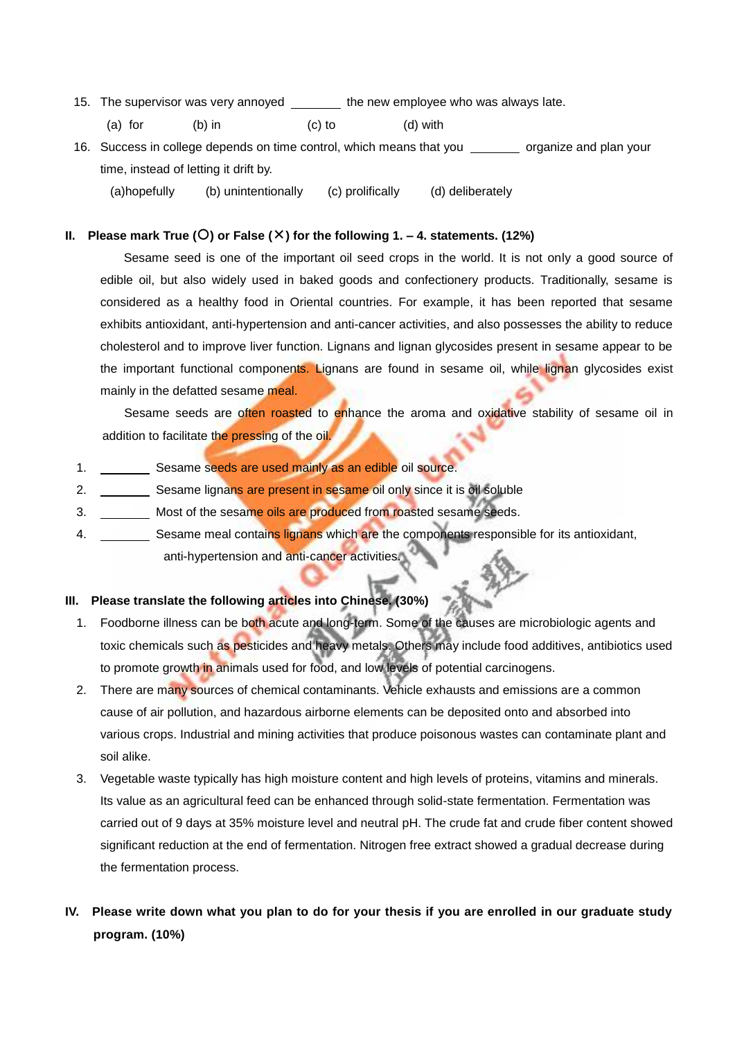15. The supervisor was very annoyed ________ the new employee who was always late.

    (a) for (b) in (c) to (d) with

16. Success in college depends on time control, which means that you ________ organize and plan your time, instead of letting it drift by.

    (a)hopefully (b) unintentionally (c) prolifically (d) deliberately

**II. Please mark True (○) or False (╳) for the following 1. – 4. statements. (12%)**

Sesame seed is one of the important oil seed crops in the world. It is not only a good source of edible oil, but also widely used in baked goods and confectionery products. Traditionally, sesame is considered as a healthy food in Oriental countries. For example, it has been reported that sesame exhibits antioxidant, anti-hypertension and anti-cancer activities, and also possesses the ability to reduce cholesterol and to improve liver function. Lignans and lignan glycosides present in sesame appear to be the important functional components. Lignans are found in sesame oil, while lignan glycosides exist mainly in the defatted sesame meal.

Sesame seeds are often roasted to enhance the aroma and oxidative stability of sesame oil in addition to facilitate the pressing of the oil.

1. ________ Sesame seeds are used mainly as an edible oil source.
2. ________ Sesame lignans are present in sesame oil only since it is oil soluble
3. ________ Most of the sesame oils are produced from roasted sesame seeds.
4. ________ Sesame meal contains lignans which are the components responsible for its antioxidant, anti-hypertension and anti-cancer activities.

**III. Please translate the following articles into Chinese. (30%)**

1. Foodborne illness can be both acute and long-term. Some of the causes are microbiologic agents and toxic chemicals such as pesticides and heavy metals. Others may include food additives, antibiotics used to promote growth in animals used for food, and low levels of potential carcinogens.
2. There are many sources of chemical contaminants. Vehicle exhausts and emissions are a common cause of air pollution, and hazardous airborne elements can be deposited onto and absorbed into various crops. Industrial and mining activities that produce poisonous wastes can contaminate plant and soil alike.
3. Vegetable waste typically has high moisture content and high levels of proteins, vitamins and minerals. Its value as an agricultural feed can be enhanced through solid-state fermentation. Fermentation was carried out of 9 days at 35% moisture level and neutral pH. The crude fat and crude fiber content showed significant reduction at the end of fermentation. Nitrogen free extract showed a gradual decrease during the fermentation process.

**IV. Please write down what you plan to do for your thesis if you are enrolled in our graduate study program. (10%)**